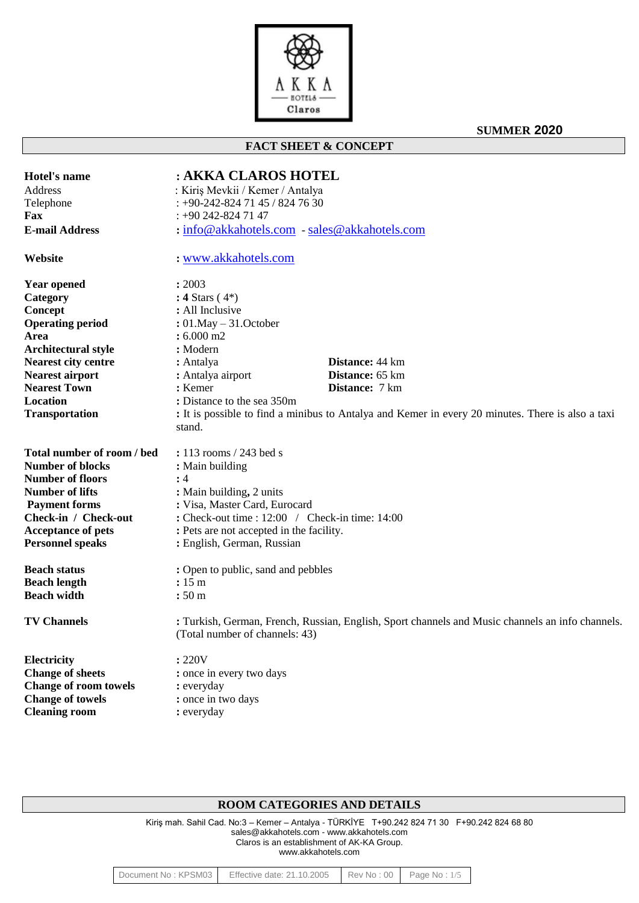SUMMER 2020

## FACT SHEET & CONCEPT

| | | |
|---|---|---|
| **Hotel's name** | : **AKKA CLAROS HOTEL** | |
| Address | : Kiriş Mevkii / Kemer / Antalya | |
| Telephone | : +90-242-824 71 45 / 824 76 30 | |
| **Fax** | : +90 242-824 71 47 | |
| **E-mail Address** | : info@akkahotels.com - sales@akkahotels.com | |
| **Website** | : www.akkahotels.com | |
| **Year opened** | : 2003 | |
| **Category** | : **4** Stars ( 4*) | |
| **Concept** | : All Inclusive | |
| **Operating period** | : 01.May – 31.October | |
| **Area** | : 6.000 m2 | |
| **Architectural style** | : Modern | |
| **Nearest city centre** | : Antalya | **Distance:** 44 km |
| **Nearest airport** | : Antalya airport | **Distance:** 65 km |
| **Nearest Town** | : Kemer | **Distance:** 7 km |
| **Location** | : Distance to the sea 350m | |
| **Transportation** | : It is possible to find a minibus to Antalya and Kemer in every 20 minutes. There is also a taxi stand. | |
| **Total number of room / bed** | : 113 rooms / 243 bed s | |
| **Number of blocks** | : Main building | |
| **Number of floors** | : 4 | |
| **Number of lifts** | : Main building**,** 2 units | |
| **Payment forms** | : Visa, Master Card, Eurocard | |
| **Check-in / Check-out** | : Check-out time : 12:00 / Check-in time: 14:00 | |
| **Acceptance of pets** | : Pets are not accepted in the facility. | |
| **Personnel speaks** | : English, German, Russian | |
| **Beach status** | : Open to public, sand and pebbles | |
| **Beach length** | : 15 m | |
| **Beach width** | : 50 m | |
| **TV Channels** | : Turkish, German, French, Russian, English, Sport channels and Music channels an info channels. (Total number of channels: 43) | |
| **Electricity** | : 220V | |
| **Change of sheets** | : once in every two days | |
| **Change of room towels** | : everyday | |
| **Change of towels** | : once in two days | |
| **Cleaning room** | : everyday | |

## ROOM CATEGORIES AND DETAILS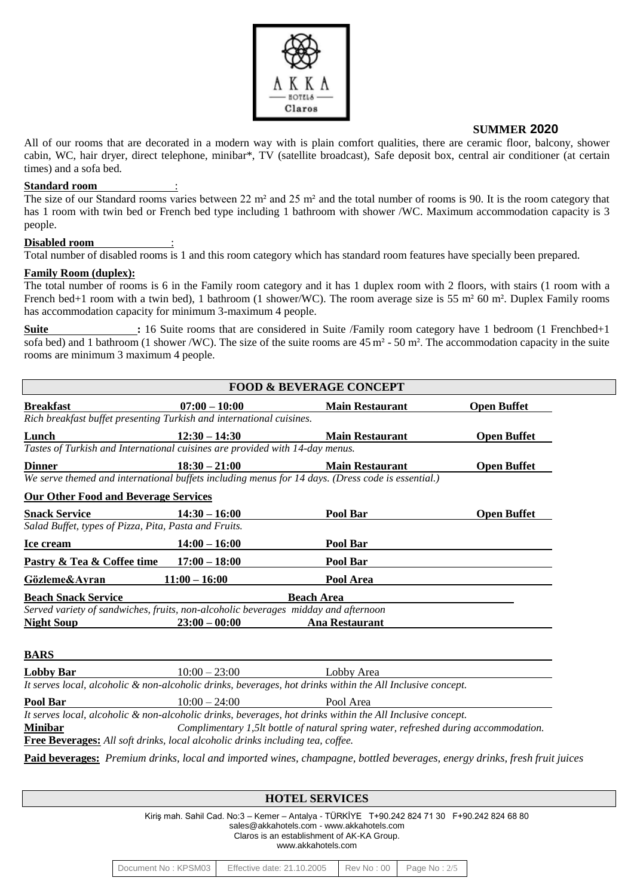AKKA HOTELS Claros

**SUMMER 2020**

All of our rooms that are decorated in a modern way with is plain comfort qualities, there are ceramic floor, balcony, shower cabin, WC, hair dryer, direct telephone, minibar*, TV (satellite broadcast), Safe deposit box, central air conditioner (at certain times) and a sofa bed.

**Standard room** :
The size of our Standard rooms varies between 22 m² and 25 m² and the total number of rooms is 90. It is the room category that has 1 room with twin bed or French bed type including 1 bathroom with shower /WC. Maximum accommodation capacity is 3 people.

**Disabled room** :
Total number of disabled rooms is 1 and this room category which has standard room features have specially been prepared.

**Family Room (duplex):**
The total number of rooms is 6 in the Family room category and it has 1 duplex room with 2 floors, with stairs (1 room with a French bed+1 room with a twin bed), 1 bathroom (1 shower/WC). The room average size is 55 m² 60 m². Duplex Family rooms has accommodation capacity for minimum 3-maximum 4 people.

**Suite :** 16 Suite rooms that are considered in Suite /Family room category have 1 bedroom (1 Frenchbed+1 sofa bed) and 1 bathroom (1 shower /WC). The size of the suite rooms are 45 m² - 50 m². The accommodation capacity in the suite rooms are minimum 3 maximum 4 people.

## FOOD & BEVERAGE CONCEPT

| **Breakfast** | **07:00 – 10:00** | **Main Restaurant** | **Open Buffet** |
|---|---|---|---|

*Rich breakfast buffet presenting Turkish and international cuisines.*

| **Lunch** | **12:30 – 14:30** | **Main Restaurant** | **Open Buffet** |
|---|---|---|---|

*Tastes of Turkish and International cuisines are provided with 14-day menus.*

| **Dinner** | **18:30 – 21:00** | **Main Restaurant** | **Open Buffet** |
|---|---|---|---|

*We serve themed and international buffets including menus for 14 days. (Dress code is essential.)*

**Our Other Food and Beverage Services**

| **Snack Service** | **14:30 – 16:00** | **Pool Bar** | **Open Buffet** |
|---|---|---|---|

*Salad Buffet, types of Pizza, Pita, Pasta and Fruits.*

| | | |
|---|---|---|
| **Ice cream** | **14:00 – 16:00** | **Pool Bar** |
| **Pastry & Tea & Coffee time** | **17:00 – 18:00** | **Pool Bar** |
| **Gözleme&Ayran** | **11:00 – 16:00** | **Pool Area** |
| **Beach Snack Service** | | **Beach Area** |

*Served variety of sandwiches, fruits, non-alcoholic beverages midday and afternoon*

| **Night Soup** | **23:00 – 00:00** | **Ana Restaurant** |
|---|---|---|

**BARS**

| **Lobby Bar** | 10:00 – 23:00 | Lobby Area |
|---|---|---|

*It serves local, alcoholic & non-alcoholic drinks, beverages, hot drinks within the All Inclusive concept.*

| **Pool Bar** | 10:00 – 24:00 | Pool Area |
|---|---|---|

*It serves local, alcoholic & non-alcoholic drinks, beverages, hot drinks within the All Inclusive concept.*

**Minibar** *Complimentary 1,5lt bottle of natural spring water, refreshed during accommodation.*

**Free Beverages:** *All soft drinks, local alcoholic drinks including tea, coffee.*

**Paid beverages:** *Premium drinks, local and imported wines, champagne, bottled beverages, energy drinks, fresh fruit juices*

## HOTEL SERVICES

Kiriş mah. Sahil Cad. No:3 – Kemer – Antalya - TÜRKİYE T+90.242 824 71 30 F+90.242 824 68 80
sales@akkahotels.com - www.akkahotels.com
Claros is an establishment of AK-KA Group.
www.akkahotels.com

| Document No : KPSM03 | Effective date: 21.10.2005 | Rev No : 00 |
|---|---|---|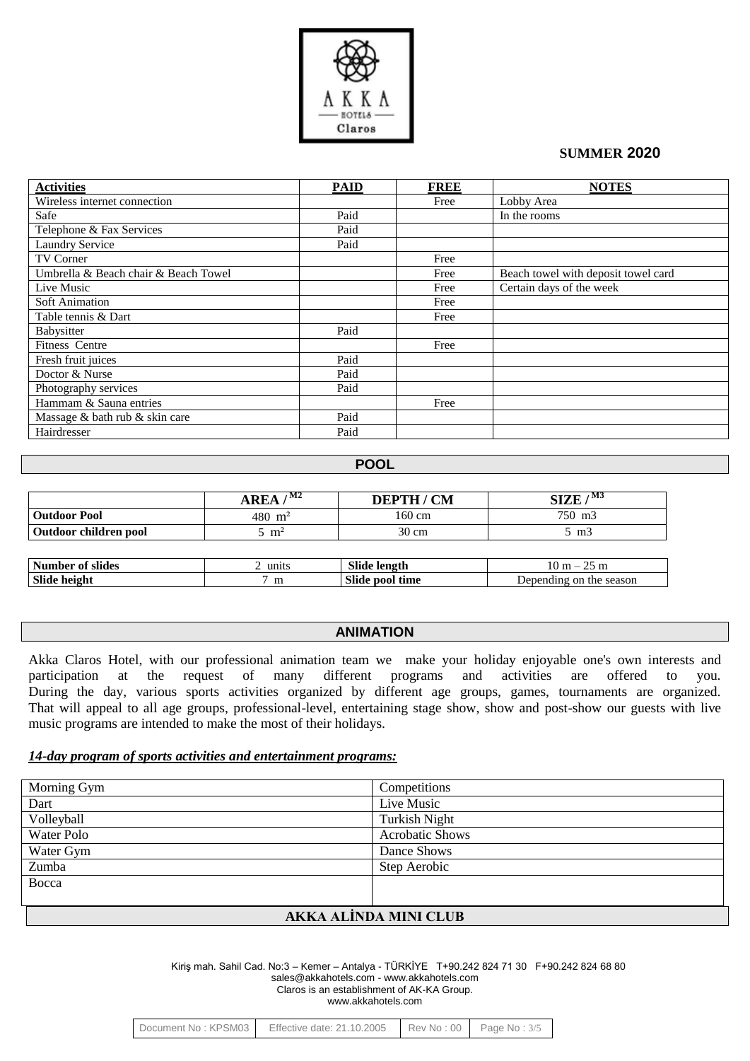AKKA HOTELS Claros

**SUMMER 2020**

| Activities | PAID | FREE | NOTES |
|---|---|---|---|
| Wireless internet connection | | Free | Lobby Area |
| Safe | Paid | | In the rooms |
| Telephone & Fax Services | Paid | | |
| Laundry Service | Paid | | |
| TV Corner | | Free | |
| Umbrella & Beach chair & Beach Towel | | Free | Beach towel with deposit towel card |
| Live Music | | Free | Certain days of the week |
| Soft Animation | | Free | |
| Table tennis & Dart | | Free | |
| Babysitter | Paid | | |
| Fitness Centre | | Free | |
| Fresh fruit juices | Paid | | |
| Doctor & Nurse | Paid | | |
| Photography services | Paid | | |
| Hammam & Sauna entries | | Free | |
| Massage & bath rub & skin care | Paid | | |
| Hairdresser | Paid | | |

## POOL

| | AREA / $^{M2}$ | DEPTH / CM | SIZE / $^{M3}$ |
|---|---|---|---|
| **Outdoor Pool** | 480 m² | 160 cm | 750 m3 |
| **Outdoor children pool** | 5 m² | 30 cm | 5 m3 |

| | | | |
|---|---|---|---|
| **Number of slides** | 2 units | **Slide length** | 10 m – 25 m |
| **Slide height** | 7 m | **Slide pool time** | Depending on the season |

## ANIMATION

Akka Claros Hotel, with our professional animation team we make your holiday enjoyable one's own interests and participation at the request of many different programs and activities are offered to you. During the day, various sports activities organized by different age groups, games, tournaments are organized. That will appeal to all age groups, professional-level, entertaining stage show, show and post-show our guests with live music programs are intended to make the most of their holidays.

***14-day program of sports activities and entertainment programs:***

| | |
|---|---|
| Morning Gym | Competitions |
| Dart | Live Music |
| Volleyball | Turkish Night |
| Water Polo | Acrobatic Shows |
| Water Gym | Dance Shows |
| Zumba | Step Aerobic |
| Bocca | |

## AKKA ALİNDA MINI CLUB

Kiriş mah. Sahil Cad. No:3 – Kemer – Antalya - TÜRKİYE T+90.242 824 71 30 F+90.242 824 68 80
sales@akkahotels.com - www.akkahotels.com
Claros is an establishment of AK-KA Group.
www.akkahotels.com

| Document No : KPSM03 | Effective date: 21.10.2005 | Rev No : 00 |
|---|---|---|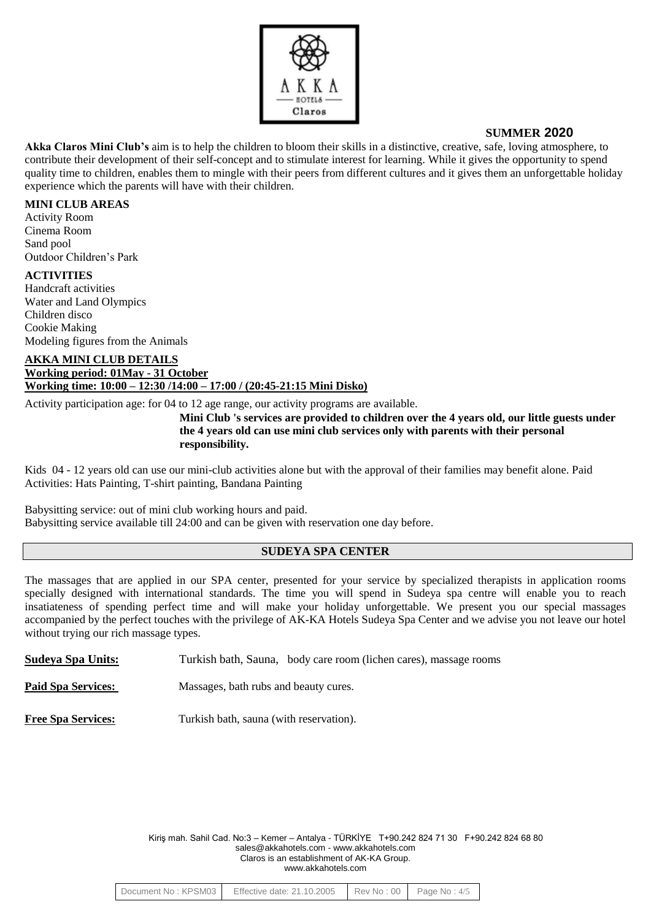**SUMMER 2020**

**Akka Claros Mini Club's** aim is to help the children to bloom their skills in a distinctive, creative, safe, loving atmosphere, to contribute their development of their self-concept and to stimulate interest for learning. While it gives the opportunity to spend quality time to children, enables them to mingle with their peers from different cultures and it gives them an unforgettable holiday experience which the parents will have with their children.

**MINI CLUB AREAS**

Activity Room
Cinema Room
Sand pool
Outdoor Children's Park

**ACTIVITIES**

Handcraft activities
Water and Land Olympics
Children disco
Cookie Making
Modeling figures from the Animals

**AKKA MINI CLUB DETAILS**
**Working period: 01May - 31 October**
**Working time: 10:00 – 12:30 /14:00 – 17:00 / (20:45-21:15 Mini Disko)**

Activity participation age: for 04 to 12 age range, our activity programs are available.

**Mini Club 's services are provided to children over the 4 years old, our little guests under the 4 years old can use mini club services only with parents with their personal responsibility.**

Kids 04 - 12 years old can use our mini-club activities alone but with the approval of their families may benefit alone. Paid Activities: Hats Painting, T-shirt painting, Bandana Painting

Babysitting service: out of mini club working hours and paid.
Babysitting service available till 24:00 and can be given with reservation one day before.

## SUDEYA SPA CENTER

The massages that are applied in our SPA center, presented for your service by specialized therapists in application rooms specially designed with international standards. The time you will spend in Sudeya spa centre will enable you to reach insatiateness of spending perfect time and will make your holiday unforgettable. We present you our special massages accompanied by the perfect touches with the privilege of AK-KA Hotels Sudeya Spa Center and we advise you not leave our hotel without trying our rich massage types.

**Sudeya Spa Units:** Turkish bath, Sauna, body care room (lichen cares), massage rooms

**Paid Spa Services:** Massages, bath rubs and beauty cures.

**Free Spa Services:** Turkish bath, sauna (with reservation).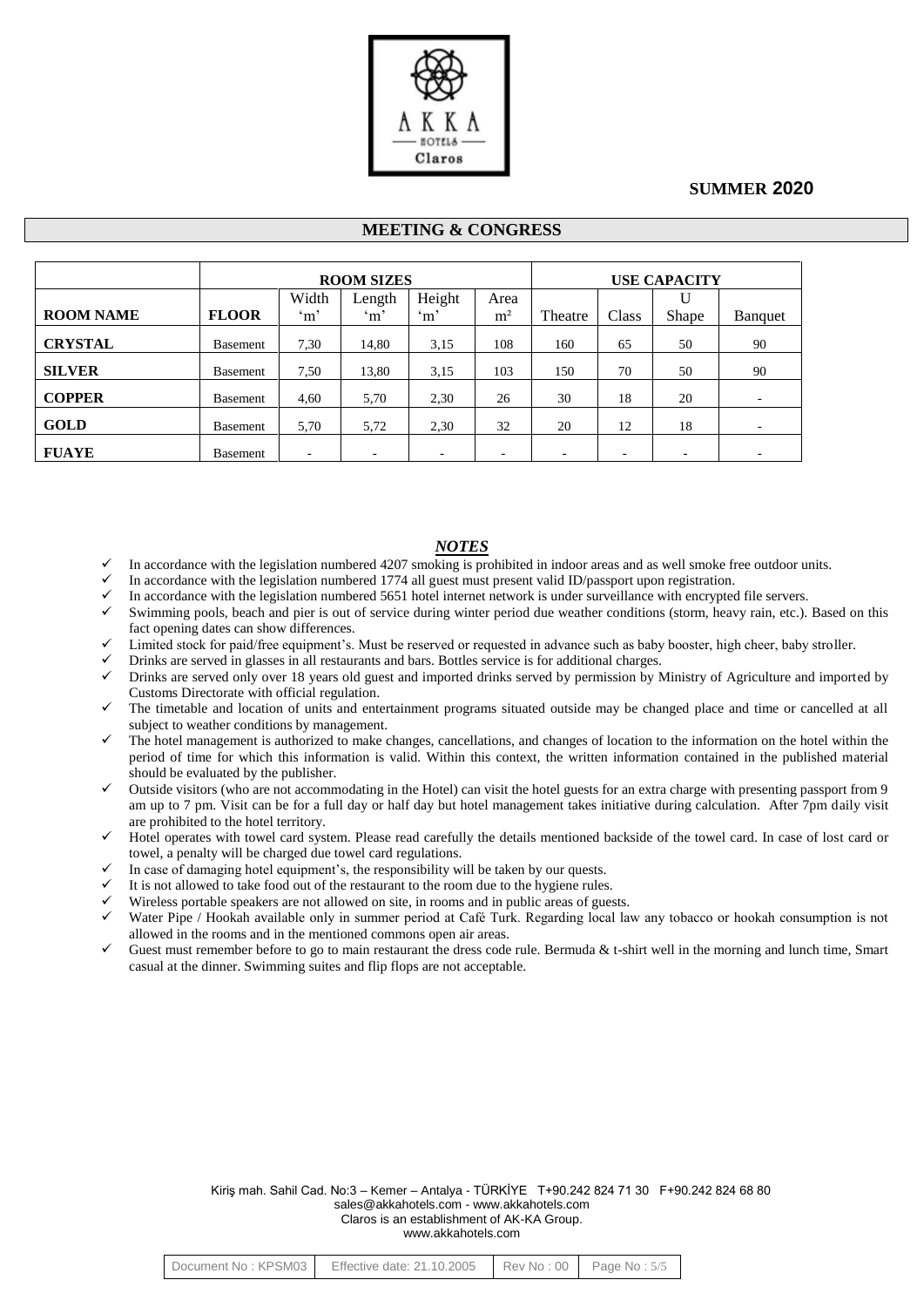**SUMMER 2020**

## MEETING & CONGRESS

| | ROOM SIZES | | | | | USE CAPACITY | | | |
|---|---|---|---|---|---|---|---|---|---|
| ROOM NAME | FLOOR | Width 'm' | Length 'm' | Height 'm' | Area m² | Theatre | Class | U Shape | Banquet |
| CRYSTAL | Basement | 7,30 | 14,80 | 3,15 | 108 | 160 | 65 | 50 | 90 |
| SILVER | Basement | 7,50 | 13,80 | 3,15 | 103 | 150 | 70 | 50 | 90 |
| COPPER | Basement | 4,60 | 5,70 | 2,30 | 26 | 30 | 18 | 20 | - |
| GOLD | Basement | 5,70 | 5,72 | 2,30 | 32 | 20 | 12 | 18 | - |
| FUAYE | Basement | - | - | - | - | - | - | - | - |

### *NOTES*

- ✓ In accordance with the legislation numbered 4207 smoking is prohibited in indoor areas and as well smoke free outdoor units.
- ✓ In accordance with the legislation numbered 1774 all guest must present valid ID/passport upon registration.
- ✓ In accordance with the legislation numbered 5651 hotel internet network is under surveillance with encrypted file servers.
- ✓ Swimming pools, beach and pier is out of service during winter period due weather conditions (storm, heavy rain, etc.). Based on this fact opening dates can show differences.
- ✓ Limited stock for paid/free equipment's. Must be reserved or requested in advance such as baby booster, high cheer, baby stroller.
- ✓ Drinks are served in glasses in all restaurants and bars. Bottles service is for additional charges.
- ✓ Drinks are served only over 18 years old guest and imported drinks served by permission by Ministry of Agriculture and imported by Customs Directorate with official regulation.
- ✓ The timetable and location of units and entertainment programs situated outside may be changed place and time or cancelled at all subject to weather conditions by management.
- ✓ The hotel management is authorized to make changes, cancellations, and changes of location to the information on the hotel within the period of time for which this information is valid. Within this context, the written information contained in the published material should be evaluated by the publisher.
- ✓ Outside visitors (who are not accommodating in the Hotel) can visit the hotel guests for an extra charge with presenting passport from 9 am up to 7 pm. Visit can be for a full day or half day but hotel management takes initiative during calculation. After 7pm daily visit are prohibited to the hotel territory.
- ✓ Hotel operates with towel card system. Please read carefully the details mentioned backside of the towel card. In case of lost card or towel, a penalty will be charged due towel card regulations.
- ✓ In case of damaging hotel equipment's, the responsibility will be taken by our quests.
- ✓ It is not allowed to take food out of the restaurant to the room due to the hygiene rules.
- ✓ Wireless portable speakers are not allowed on site, in rooms and in public areas of guests.
- ✓ Water Pipe / Hookah available only in summer period at Café Turk. Regarding local law any tobacco or hookah consumption is not allowed in the rooms and in the mentioned commons open air areas.
- ✓ Guest must remember before to go to main restaurant the dress code rule. Bermuda & t-shirt well in the morning and lunch time, Smart casual at the dinner. Swimming suites and flip flops are not acceptable.

Kiriş mah. Sahil Cad. No:3 – Kemer – Antalya - TÜRKİYE T+90.242 824 71 30 F+90.242 824 68 80
sales@akkahotels.com - www.akkahotels.com
Claros is an establishment of AK-KA Group.
www.akkahotels.com

| Document No : KPSM03 | Effective date: 21.10.2005 | Rev No : 00 | Page No : 5/5 |
|---|---|---|---|